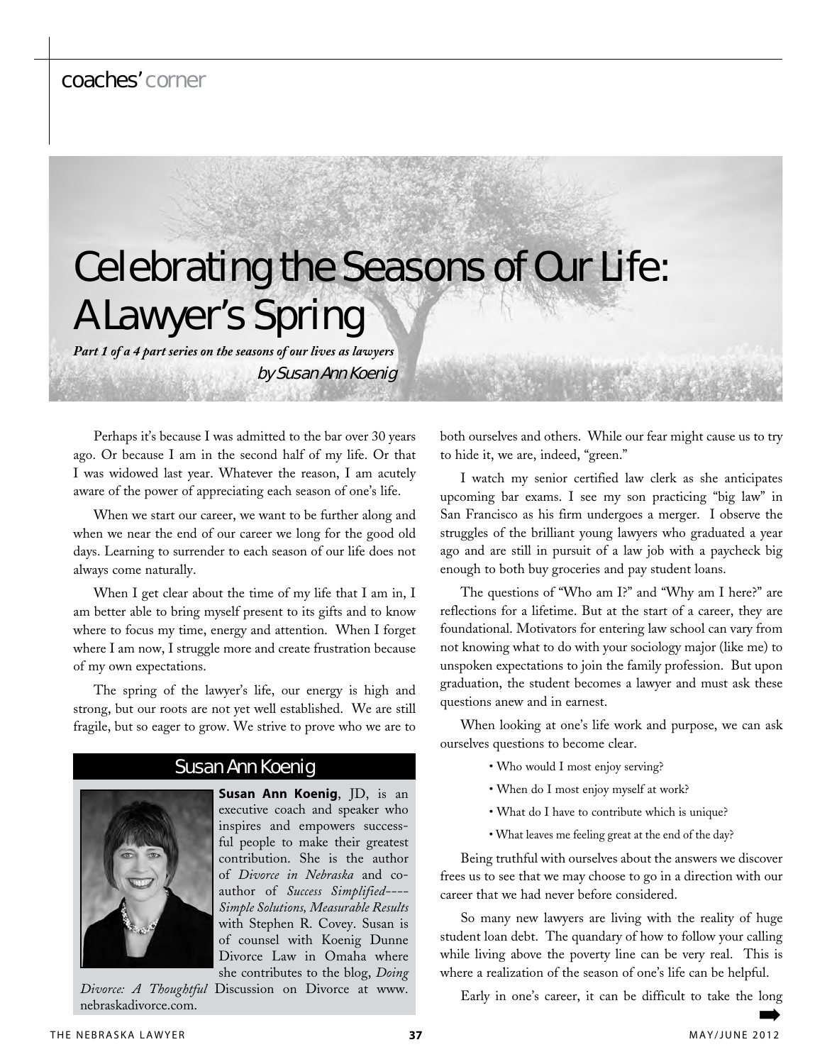coaches' corner

# Celebrating the Seasons of Our Life: A Lawyer's Spring

***Part 1 of a 4 part series on the seasons of our lives as lawyers***

by Susan Ann Koenig

Perhaps it's because I was admitted to the bar over 30 years ago. Or because I am in the second half of my life. Or that I was widowed last year. Whatever the reason, I am acutely aware of the power of appreciating each season of one's life.

When we start our career, we want to be further along and when we near the end of our career we long for the good old days. Learning to surrender to each season of our life does not always come naturally.

When I get clear about the time of my life that I am in, I am better able to bring myself present to its gifts and to know where to focus my time, energy and attention. When I forget where I am now, I struggle more and create frustration because of my own expectations.

The spring of the lawyer's life, our energy is high and strong, but our roots are not yet well established. We are still fragile, but so eager to grow. We strive to prove who we are to both ourselves and others. While our fear might cause us to try to hide it, we are, indeed, "green."

I watch my senior certified law clerk as she anticipates upcoming bar exams. I see my son practicing "big law" in San Francisco as his firm undergoes a merger. I observe the struggles of the brilliant young lawyers who graduated a year ago and are still in pursuit of a law job with a paycheck big enough to both buy groceries and pay student loans.

The questions of "Who am I?" and "Why am I here?" are reflections for a lifetime. But at the start of a career, they are foundational. Motivators for entering law school can vary from not knowing what to do with your sociology major (like me) to unspoken expectations to join the family profession. But upon graduation, the student becomes a lawyer and must ask these questions anew and in earnest.

When looking at one's life work and purpose, we can ask ourselves questions to become clear.

- Who would I most enjoy serving?
- When do I most enjoy myself at work?
- What do I have to contribute which is unique?
- What leaves me feeling great at the end of the day?

Being truthful with ourselves about the answers we discover frees us to see that we may choose to go in a direction with our career that we had never before considered.

So many new lawyers are living with the reality of huge student loan debt. The quandary of how to follow your calling while living above the poverty line can be very real. This is where a realization of the season of one's life can be helpful.

Early in one's career, it can be difficult to take the long

## Susan Ann Koenig

**Susan Ann Koenig**, JD, is an executive coach and speaker who inspires and empowers successful people to make their greatest contribution. She is the author of *Divorce in Nebraska* and co-author of *Success Simplified----Simple Solutions, Measurable Results* with Stephen R. Covey. Susan is of counsel with Koenig Dunne Divorce Law in Omaha where she contributes to the blog, *Doing Divorce: A Thoughtful* Discussion on Divorce at www.nebraskadivorce.com.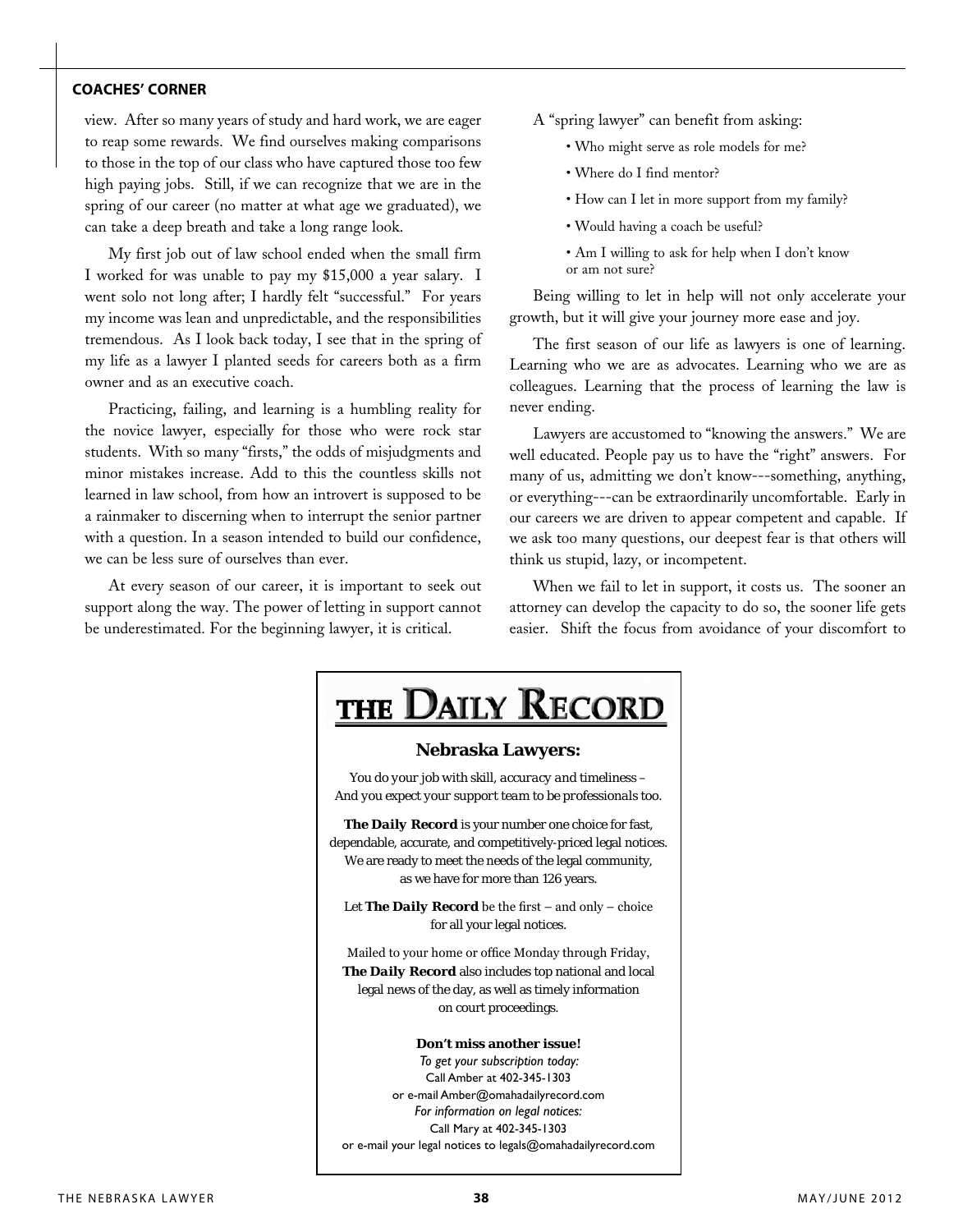view. After so many years of study and hard work, we are eager to reap some rewards. We find ourselves making comparisons to those in the top of our class who have captured those too few high paying jobs. Still, if we can recognize that we are in the spring of our career (no matter at what age we graduated), we can take a deep breath and take a long range look.

My first job out of law school ended when the small firm I worked for was unable to pay my $15,000 a year salary. I went solo not long after; I hardly felt "successful." For years my income was lean and unpredictable, and the responsibilities tremendous. As I look back today, I see that in the spring of my life as a lawyer I planted seeds for careers both as a firm owner and as an executive coach.

Practicing, failing, and learning is a humbling reality for the novice lawyer, especially for those who were rock star students. With so many "firsts," the odds of misjudgments and minor mistakes increase. Add to this the countless skills not learned in law school, from how an introvert is supposed to be a rainmaker to discerning when to interrupt the senior partner with a question. In a season intended to build our confidence, we can be less sure of ourselves than ever.

At every season of our career, it is important to seek out support along the way. The power of letting in support cannot be underestimated. For the beginning lawyer, it is critical.

A "spring lawyer" can benefit from asking:

- Who might serve as role models for me?
- Where do I find mentor?
- How can I let in more support from my family?
- Would having a coach be useful?
- Am I willing to ask for help when I don't know or am not sure?

Being willing to let in help will not only accelerate your growth, but it will give your journey more ease and joy.

The first season of our life as lawyers is one of learning. Learning who we are as advocates. Learning who we are as colleagues. Learning that the process of learning the law is never ending.

Lawyers are accustomed to "knowing the answers." We are well educated. People pay us to have the "right" answers. For many of us, admitting we don't know---something, anything, or everything---can be extraordinarily uncomfortable. Early in our careers we are driven to appear competent and capable. If we ask too many questions, our deepest fear is that others will think us stupid, lazy, or incompetent.

When we fail to let in support, it costs us. The sooner an attorney can develop the capacity to do so, the sooner life gets easier. Shift the focus from avoidance of your discomfort to

---

# THE DAILY RECORD

### Nebraska Lawyers:

*You do your job with skill, accuracy and timeliness –*
*And you expect your support team to be professionals too.*

***The Daily Record*** is your number one choice for fast, dependable, accurate, and competitively-priced legal notices. We are ready to meet the needs of the legal community, as we have for more than 126 years.

Let ***The Daily Record*** be the first – and only – choice for all your legal notices.

Mailed to your home or office Monday through Friday, ***The Daily Record*** also includes top national and local legal news of the day, as well as timely information on court proceedings.

**Don't miss another issue!**
*To get your subscription today:*
Call Amber at 402-345-1303
or e-mail Amber@omahadailyrecord.com
*For information on legal notices:*
Call Mary at 402-345-1303
or e-mail your legal notices to legals@omahadailyrecord.com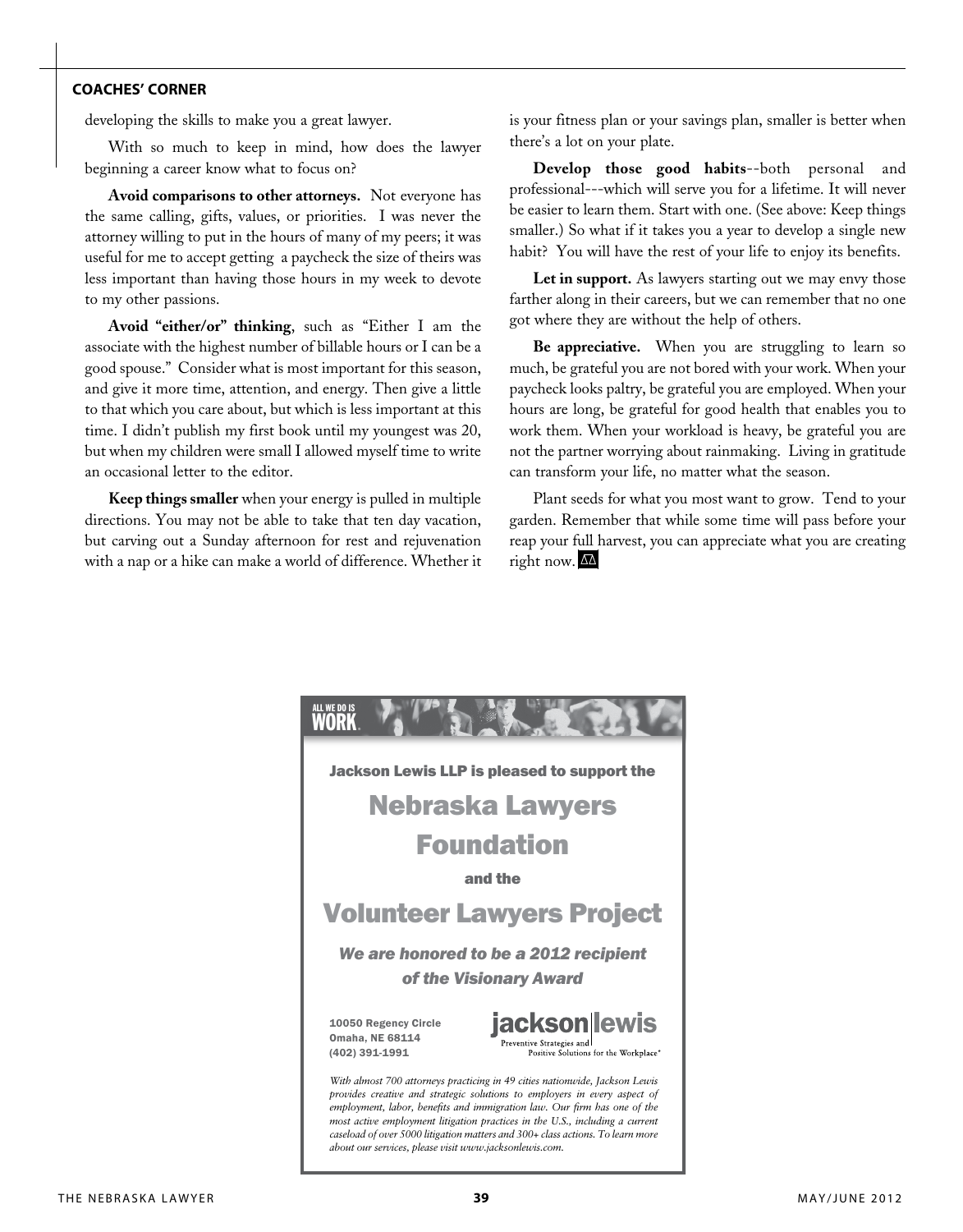developing the skills to make you a great lawyer.

With so much to keep in mind, how does the lawyer beginning a career know what to focus on?

**Avoid comparisons to other attorneys.** Not everyone has the same calling, gifts, values, or priorities. I was never the attorney willing to put in the hours of many of my peers; it was useful for me to accept getting a paycheck the size of theirs was less important than having those hours in my week to devote to my other passions.

**Avoid "either/or" thinking**, such as "Either I am the associate with the highest number of billable hours or I can be a good spouse." Consider what is most important for this season, and give it more time, attention, and energy. Then give a little to that which you care about, but which is less important at this time. I didn't publish my first book until my youngest was 20, but when my children were small I allowed myself time to write an occasional letter to the editor.

**Keep things smaller** when your energy is pulled in multiple directions. You may not be able to take that ten day vacation, but carving out a Sunday afternoon for rest and rejuvenation with a nap or a hike can make a world of difference. Whether it is your fitness plan or your savings plan, smaller is better when there's a lot on your plate.

**Develop those good habits**--both personal and professional---which will serve you for a lifetime. It will never be easier to learn them. Start with one. (See above: Keep things smaller.) So what if it takes you a year to develop a single new habit? You will have the rest of your life to enjoy its benefits.

**Let in support.** As lawyers starting out we may envy those farther along in their careers, but we can remember that no one got where they are without the help of others.

**Be appreciative.** When you are struggling to learn so much, be grateful you are not bored with your work. When your paycheck looks paltry, be grateful you are employed. When your hours are long, be grateful for good health that enables you to work them. When your workload is heavy, be grateful you are not the partner worrying about rainmaking. Living in gratitude can transform your life, no matter what the season.

Plant seeds for what you most want to grow. Tend to your garden. Remember that while some time will pass before your reap your full harvest, you can appreciate what you are creating right now.

---

ALL WE DO IS WORK.

Jackson Lewis LLP is pleased to support the

## Nebraska Lawyers Foundation

and the

## Volunteer Lawyers Project

***We are honored to be a 2012 recipient of the Visionary Award***

**10050 Regency Circle**
**Omaha, NE 68114**
**(402) 391-1991**

jackson|lewis
Preventive Strategies and Positive Solutions for the Workplace®

*With almost 700 attorneys practicing in 49 cities nationwide, Jackson Lewis provides creative and strategic solutions to employers in every aspect of employment, labor, benefits and immigration law. Our firm has one of the most active employment litigation practices in the U.S., including a current caseload of over 5000 litigation matters and 300+ class actions. To learn more about our services, please visit www.jacksonlewis.com.*